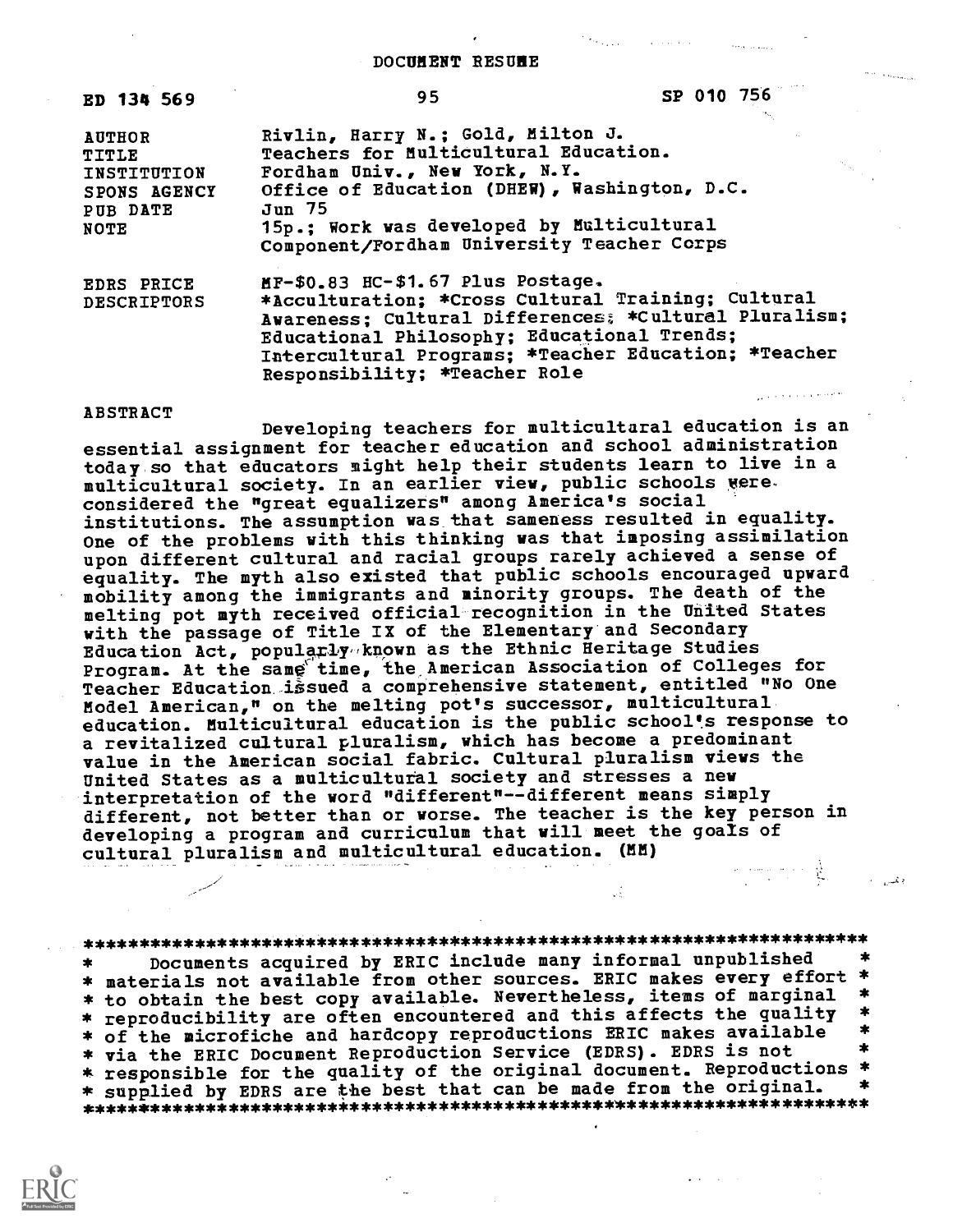# DOCUMENT RESUME

| ED 134 569 | 95 | SP 010 756 |
|---|---|---|

| | |
|---|---|
| AUTHOR | Rivlin, Harry N.; Gold, Milton J. |
| TITLE | Teachers for Multicultural Education. |
| INSTITUTION | Fordham Univ., New York, N.Y. |
| SPONS AGENCY | Office of Education (DHEW), Washington, D.C. |
| PUB DATE | Jun 75 |
| NOTE | 15p.; Work was developed by Multicultural Component/Fordham University Teacher Corps |
| EDRS PRICE | MF-$0.83 HC-$1.67 Plus Postage. |
| DESCRIPTORS | *Acculturation; *Cross Cultural Training; Cultural Awareness; Cultural Differences; *Cultural Pluralism; Educational Philosophy; Educational Trends; Intercultural Programs; *Teacher Education; *Teacher Responsibility; *Teacher Role |

## ABSTRACT

Developing teachers for multicultural education is an essential assignment for teacher education and school administration today so that educators might help their students learn to live in a multicultural society. In an earlier view, public schools were considered the "great equalizers" among America's social institutions. The assumption was that sameness resulted in equality. One of the problems with this thinking was that imposing assimilation upon different cultural and racial groups rarely achieved a sense of equality. The myth also existed that public schools encouraged upward mobility among the immigrants and minority groups. The death of the melting pot myth received official recognition in the United States with the passage of Title IX of the Elementary and Secondary Education Act, popularly known as the Ethnic Heritage Studies Program. At the same time, the American Association of Colleges for Teacher Education issued a comprehensive statement, entitled "No One Model American," on the melting pot's successor, multicultural education. Multicultural education is the public school's response to a revitalized cultural pluralism, which has become a predominant value in the American social fabric. Cultural pluralism views the United States as a multicultural society and stresses a new interpretation of the word "different"--different means simply different, not better than or worse. The teacher is the key person in developing a program and curriculum that will meet the goals of cultural pluralism and multicultural education. (MM)

---

Documents acquired by ERIC include many informal unpublished materials not available from other sources. ERIC makes every effort to obtain the best copy available. Nevertheless, items of marginal reproducibility are often encountered and this affects the quality of the microfiche and hardcopy reproductions ERIC makes available via the ERIC Document Reproduction Service (EDRS). EDRS is not responsible for the quality of the original document. Reproductions supplied by EDRS are the best that can be made from the original.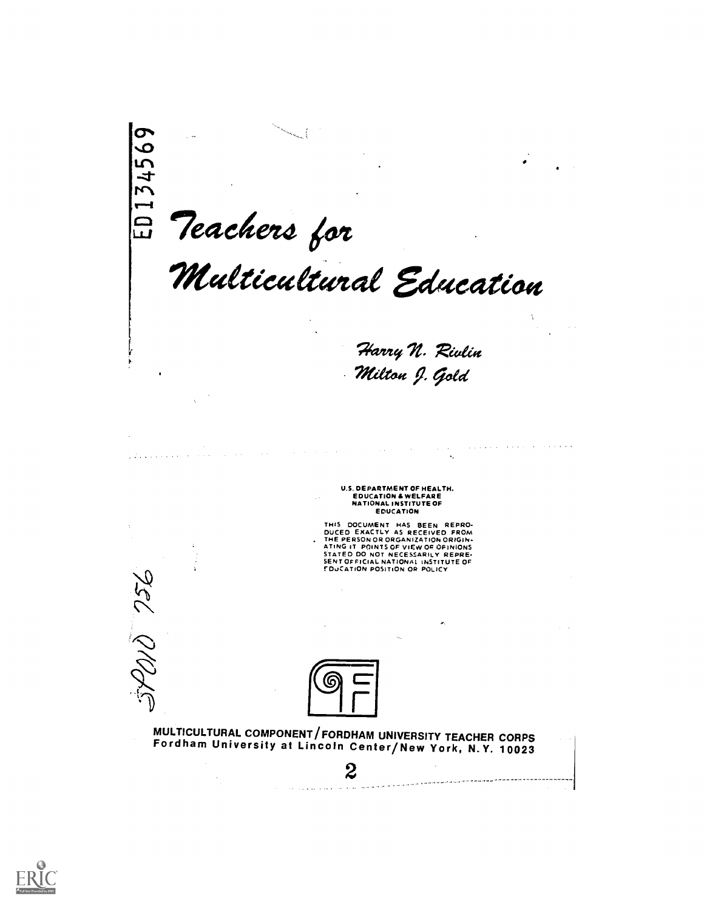ED134569

# Teachers for Multicultural Education

*Harry N. Rivlin*
*Milton J. Gold*

U.S. DEPARTMENT OF HEALTH, EDUCATION & WELFARE
NATIONAL INSTITUTE OF EDUCATION

THIS DOCUMENT HAS BEEN REPRODUCED EXACTLY AS RECEIVED FROM THE PERSON OR ORGANIZATION ORIGINATING IT. POINTS OF VIEW OR OPINIONS STATED DO NOT NECESSARILY REPRESENT OFFICIAL NATIONAL INSTITUTE OF EDUCATION POSITION OR POLICY

SP010 756

MULTICULTURAL COMPONENT/FORDHAM UNIVERSITY TEACHER CORPS
Fordham University at Lincoln Center/New York, N.Y. 10023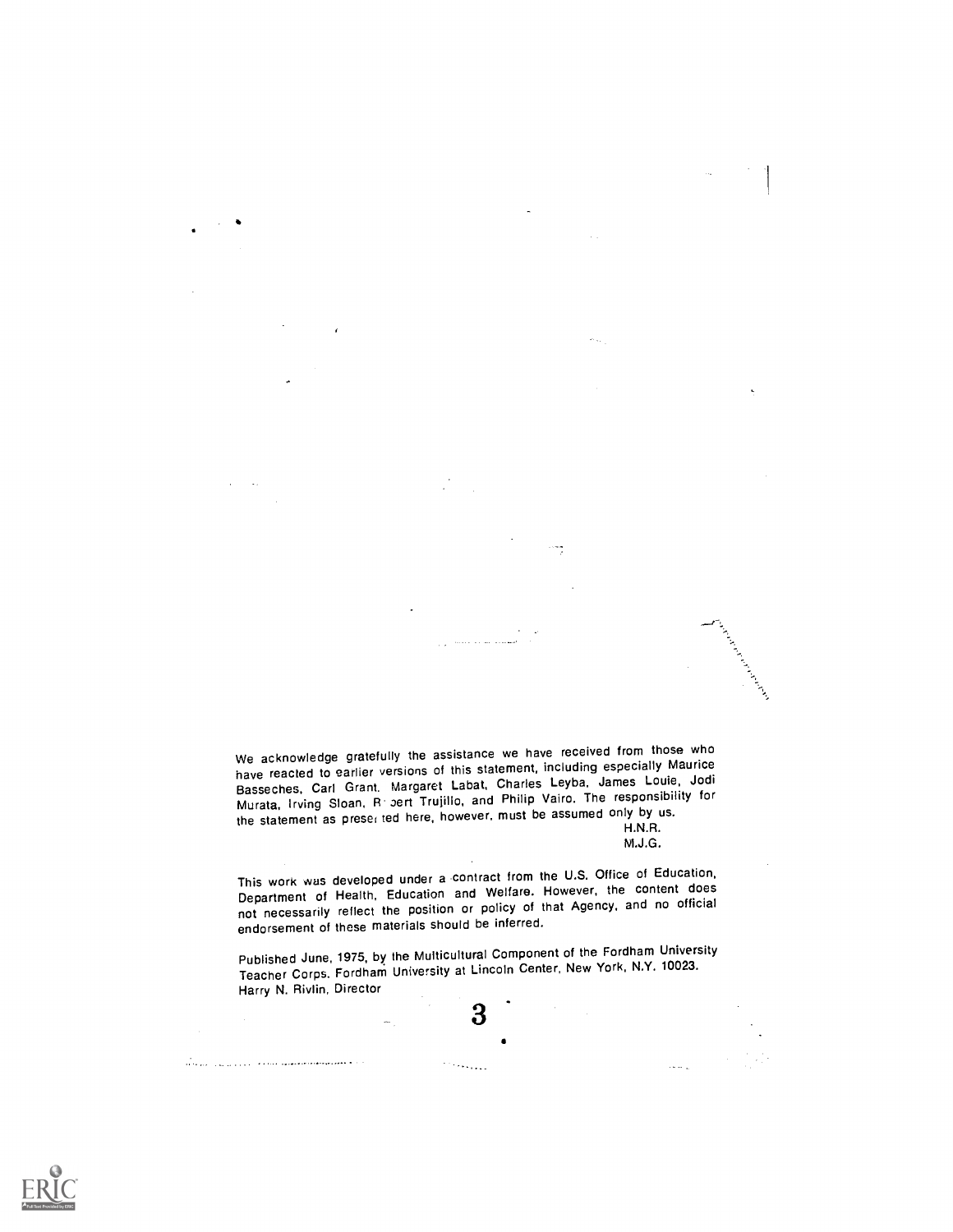We acknowledge gratefully the assistance we have received from those who have reacted to earlier versions of this statement, including especially Maurice Basseches, Carl Grant, Margaret Labat, Charles Leyba, James Louie, Jodi Murata, Irving Sloan, R bert Trujillo, and Philip Vairo. The responsibility for the statement as presei ted here, however, must be assumed only by us.

H.N.R.
M.J.G.

This work was developed under a contract from the U.S. Office of Education, Department of Health, Education and Welfare. However, the content does not necessarily reflect the position or policy of that Agency, and no official endorsement of these materials should be inferred.

Published June, 1975, by the Multicultural Component of the Fordham University Teacher Corps. Fordham University at Lincoln Center, New York, N.Y. 10023. Harry N. Rivlin, Director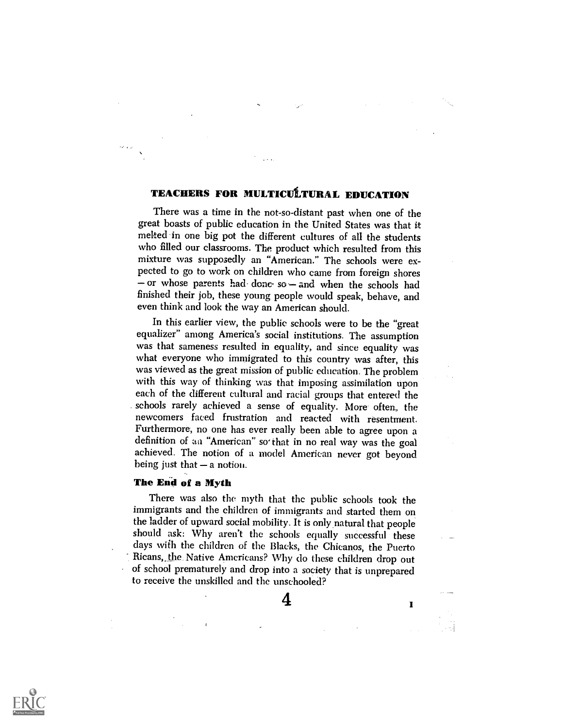## TEACHERS FOR MULTICULTURAL EDUCATION

There was a time in the not-so-distant past when one of the great boasts of public education in the United States was that it melted in one big pot the different cultures of all the students who filled our classrooms. The product which resulted from this mixture was supposedly an "American." The schools were expected to go to work on children who came from foreign shores — or whose parents had done so — and when the schools had finished their job, these young people would speak, behave, and even think and look the way an American should.

In this earlier view, the public schools were to be the "great equalizer" among America's social institutions. The assumption was that sameness resulted in equality, and since equality was what everyone who immigrated to this country was after, this was viewed as the great mission of public education. The problem with this way of thinking was that imposing assimilation upon each of the different cultural and racial groups that entered the schools rarely achieved a sense of equality. More often, the newcomers faced frustration and reacted with resentment. Furthermore, no one has ever really been able to agree upon a definition of an "American" so that in no real way was the goal achieved. The notion of a model American never got beyond being just that — a notion.

### The End of a Myth

There was also the myth that the public schools took the immigrants and the children of immigrants and started them on the ladder of upward social mobility. It is only natural that people should ask: Why aren't the schools equally successful these days with the children of the Blacks, the Chicanos, the Puerto Ricans, the Native Americans? Why do these children drop out of school prematurely and drop into a society that is unprepared to receive the unskilled and the unschooled?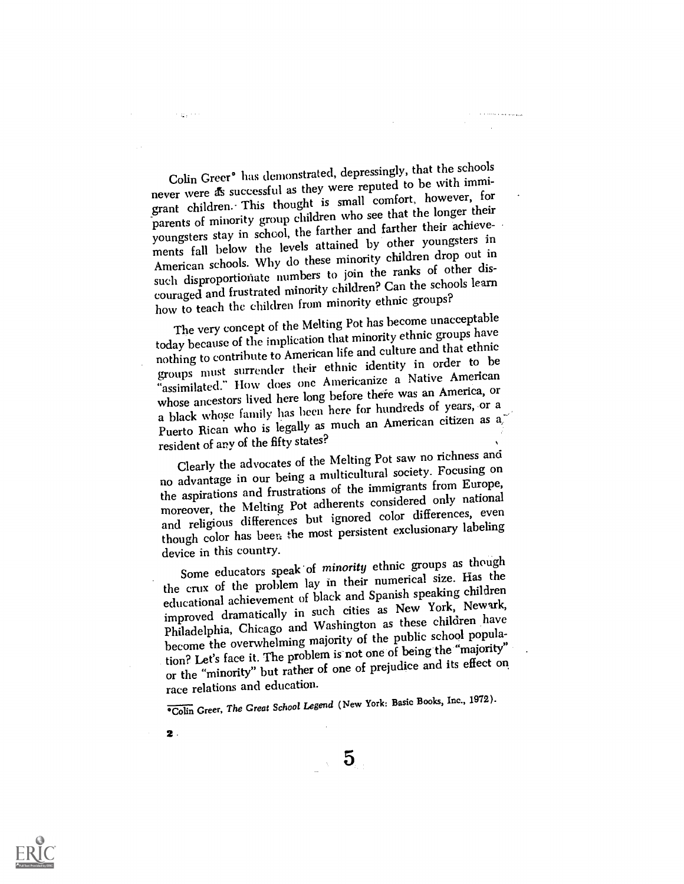Colin Greer[*] has demonstrated, depressingly, that the schools never were as successful as they were reputed to be with immigrant children. This thought is small comfort, however, for parents of minority group children who see that the longer their youngsters stay in school, the farther and farther their achievements fall below the levels attained by other youngsters in American schools. Why do these minority children drop out in such disproportionate numbers to join the ranks of other discouraged and frustrated minority children? Can the schools learn how to teach the children from minority ethnic groups?

The very concept of the Melting Pot has become unacceptable today because of the implication that minority ethnic groups have nothing to contribute to American life and culture and that ethnic groups must surrender their ethnic identity in order to be "assimilated." How does one Americanize a Native American whose ancestors lived here long before there was an America, or a black whose family has been here for hundreds of years, or a Puerto Rican who is legally as much an American citizen as a resident of any of the fifty states?

Clearly the advocates of the Melting Pot saw no richness and no advantage in our being a multicultural society. Focusing on the aspirations and frustrations of the immigrants from Europe, moreover, the Melting Pot adherents considered only national and religious differences but ignored color differences, even though color has been the most persistent exclusionary labeling device in this country.

Some educators speak of *minority* ethnic groups as though the crux of the problem lay in their numerical size. Has the educational achievement of black and Spanish speaking children improved dramatically in such cities as New York, Newark, Philadelphia, Chicago and Washington as these children have become the overwhelming majority of the public school population? Let's face it. The problem is not one of being the "majority" or the "minority" but rather of one of prejudice and its effect on race relations and education.

[*] Colin Greer, *The Great School Legend* (New York: Basic Books, Inc., 1972).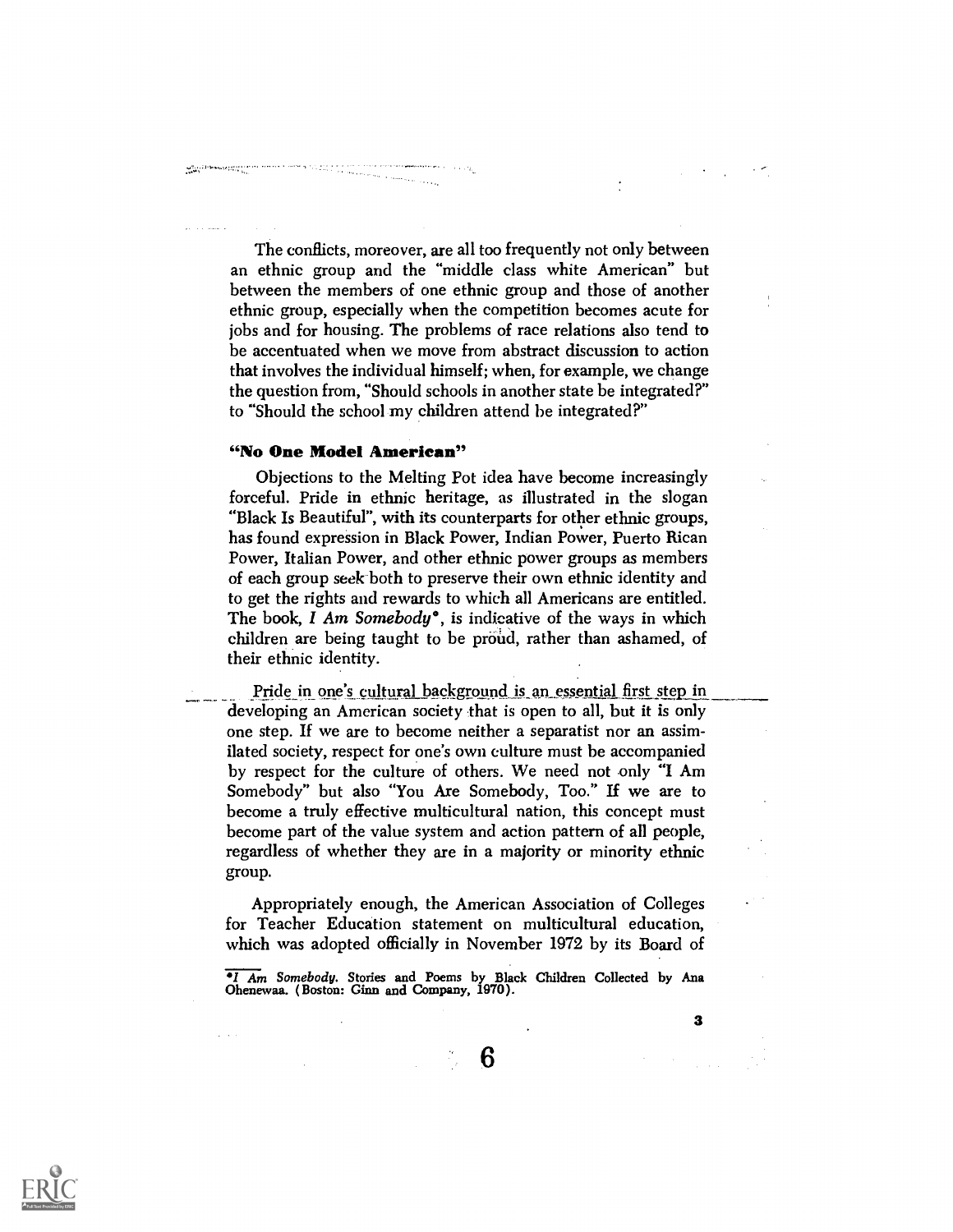The conflicts, moreover, are all too frequently not only between an ethnic group and the "middle class white American" but between the members of one ethnic group and those of another ethnic group, especially when the competition becomes acute for jobs and for housing. The problems of race relations also tend to be accentuated when we move from abstract discussion to action that involves the individual himself; when, for example, we change the question from, "Should schools in another state be integrated?" to "Should the school my children attend be integrated?"

### "No One Model American"

Objections to the Melting Pot idea have become increasingly forceful. Pride in ethnic heritage, as illustrated in the slogan "Black Is Beautiful", with its counterparts for other ethnic groups, has found expression in Black Power, Indian Power, Puerto Rican Power, Italian Power, and other ethnic power groups as members of each group seek both to preserve their own ethnic identity and to get the rights and rewards to which all Americans are entitled. The book, *I Am Somebody*\*, is indicative of the ways in which children are being taught to be proud, rather than ashamed, of their ethnic identity.

Pride in one's cultural background is an essential first step in developing an American society that is open to all, but it is only one step. If we are to become neither a separatist nor an assimilated society, respect for one's own culture must be accompanied by respect for the culture of others. We need not only "I Am Somebody" but also "You Are Somebody, Too." If we are to become a truly effective multicultural nation, this concept must become part of the value system and action pattern of all people, regardless of whether they are in a majority or minority ethnic group.

Appropriately enough, the American Association of Colleges for Teacher Education statement on multicultural education, which was adopted officially in November 1972 by its Board of

\**I Am Somebody*. Stories and Poems by Black Children Collected by Ana Ohenewaa. (Boston: Ginn and Company, 1970).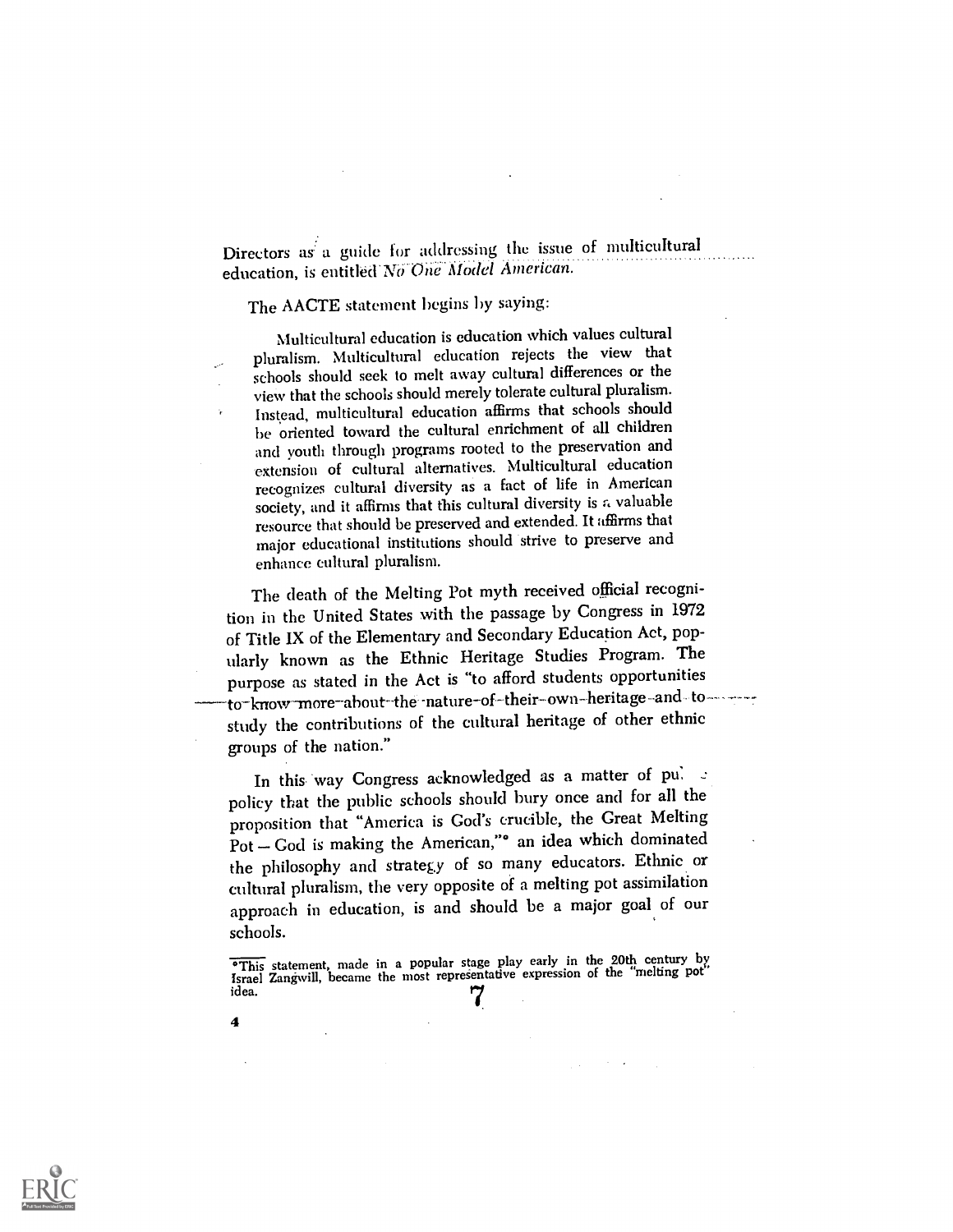Directors as a guide for addressing the issue of multicultural education, is entitled *No One Model American.*

The AACTE statement begins by saying:

> Multicultural education is education which values cultural pluralism. Multicultural education rejects the view that schools should seek to melt away cultural differences or the view that the schools should merely tolerate cultural pluralism. Instead, multicultural education affirms that schools should be oriented toward the cultural enrichment of all children and youth through programs rooted to the preservation and extension of cultural alternatives. Multicultural education recognizes cultural diversity as a fact of life in American society, and it affirms that this cultural diversity is a valuable resource that should be preserved and extended. It affirms that major educational institutions should strive to preserve and enhance cultural pluralism.

The death of the Melting Pot myth received official recognition in the United States with the passage by Congress in 1972 of Title IX of the Elementary and Secondary Education Act, popularly known as the Ethnic Heritage Studies Program. The purpose as stated in the Act is "to afford students opportunities to know more about the nature of their own heritage and to study the contributions of the cultural heritage of other ethnic groups of the nation."

In this way Congress acknowledged as a matter of public policy that the public schools should bury once and for all the proposition that "America is God's crucible, the Great Melting Pot — God is making the American,"* an idea which dominated the philosophy and strategy of so many educators. Ethnic or cultural pluralism, the very opposite of a melting pot assimilation approach in education, is and should be a major goal of our schools.

*This statement, made in a popular stage play early in the 20th century by Israel Zangwill, became the most representative expression of the "melting pot" idea.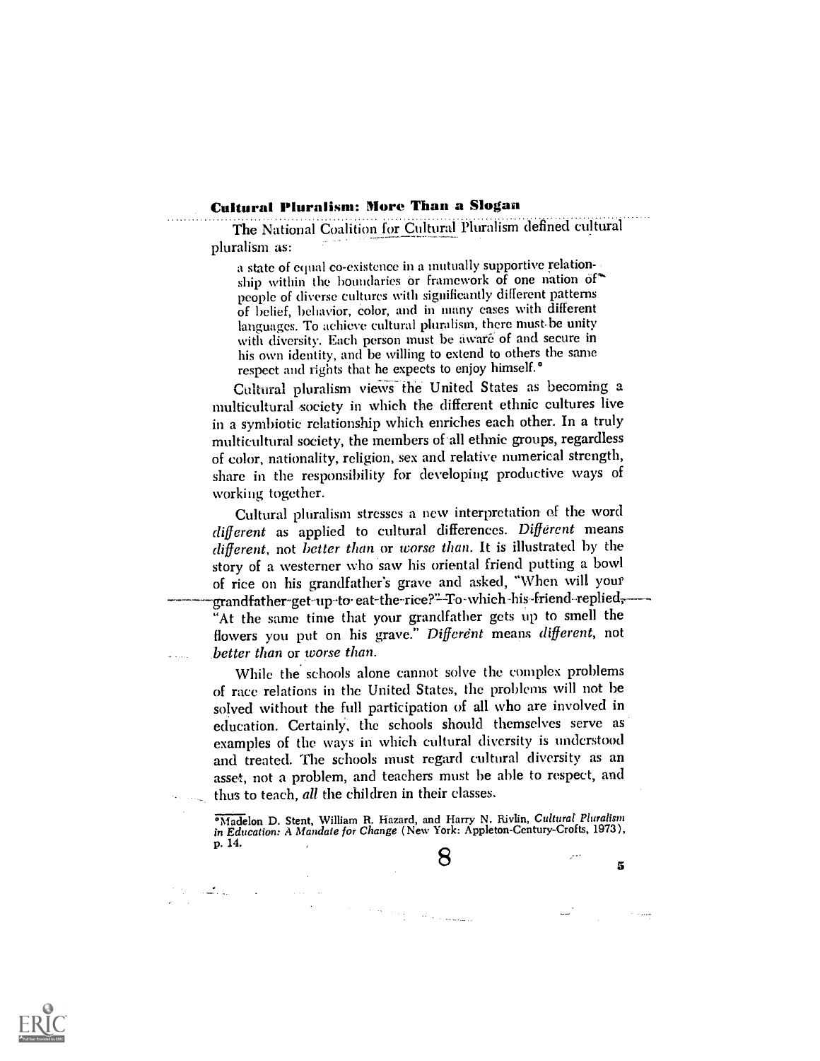## Cultural Pluralism: More Than a Slogan

The National Coalition for Cultural Pluralism defined cultural pluralism as:

> a state of equal co-existence in a mutually supportive relationship within the boundaries or framework of one nation of people of diverse cultures with significantly different patterns of belief, behavior, color, and in many cases with different languages. To achieve cultural pluralism, there must be unity with diversity. Each person must be aware of and secure in his own identity, and be willing to extend to others the same respect and rights that he expects to enjoy himself.*

Cultural pluralism views the United States as becoming a multicultural society in which the different ethnic cultures live in a symbiotic relationship which enriches each other. In a truly multicultural society, the members of all ethnic groups, regardless of color, nationality, religion, sex and relative numerical strength, share in the responsibility for developing productive ways of working together.

Cultural pluralism stresses a new interpretation of the word *different* as applied to cultural differences. *Different* means *different*, not *better than* or *worse than*. It is illustrated by the story of a westerner who saw his oriental friend putting a bowl of rice on his grandfather's grave and asked, "When will your grandfather get up to eat the rice?" To which his friend replied, "At the same time that your grandfather gets up to smell the flowers you put on his grave." *Different* means *different*, not *better than* or *worse than*.

While the schools alone cannot solve the complex problems of race relations in the United States, the problems will not be solved without the full participation of all who are involved in education. Certainly, the schools should themselves serve as examples of the ways in which cultural diversity is understood and treated. The schools must regard cultural diversity as an asset, not a problem, and teachers must be able to respect, and thus to teach, *all* the children in their classes.

*Madelon D. Stent, William R. Hazard, and Harry N. Rivlin, *Cultural Pluralism in Education: A Mandate for Change* (New York: Appleton-Century-Crofts, 1973), p. 14.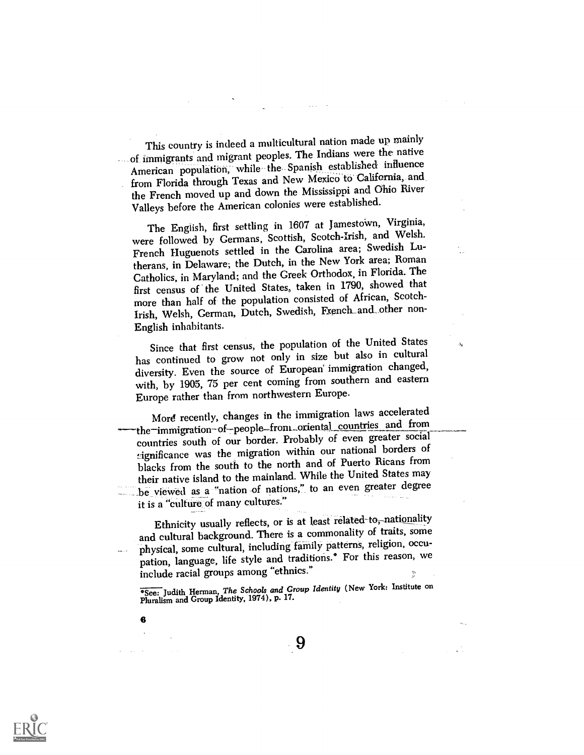This country is indeed a multicultural nation made up mainly of immigrants and migrant peoples. The Indians were the native American population, while the Spanish established influence from Florida through Texas and New Mexico to California, and the French moved up and down the Mississippi and Ohio River Valleys before the American colonies were established.

The English, first settling in 1607 at Jamestown, Virginia, were followed by Germans, Scottish, Scotch-Irish, and Welsh. French Huguenots settled in the Carolina area; Swedish Lutherans, in Delaware; the Dutch, in the New York area; Roman Catholics, in Maryland; and the Greek Orthodox, in Florida. The first census of the United States, taken in 1790, showed that more than half of the population consisted of African, Scotch-Irish, Welsh, German, Dutch, Swedish, French and other non-English inhabitants.

Since that first census, the population of the United States has continued to grow not only in size but also in cultural diversity. Even the source of European immigration changed, with, by 1905, 75 per cent coming from southern and eastern Europe rather than from northwestern Europe.

More recently, changes in the immigration laws accelerated the immigration of people from oriental countries and from countries south of our border. Probably of even greater social significance was the migration within our national borders of blacks from the south to the north and of Puerto Ricans from their native island to the mainland. While the United States may be viewed as a "nation of nations," to an even greater degree it is a "culture of many cultures."

Ethnicity usually reflects, or is at least related to, nationality and cultural background. There is a commonality of traits, some physical, some cultural, including family patterns, religion, occupation, language, life style and traditions.* For this reason, we include racial groups among "ethnics."

*See: Judith Herman, *The Schools and Group Identity* (New York: Institute on Pluralism and Group Identity, 1974), p. 17.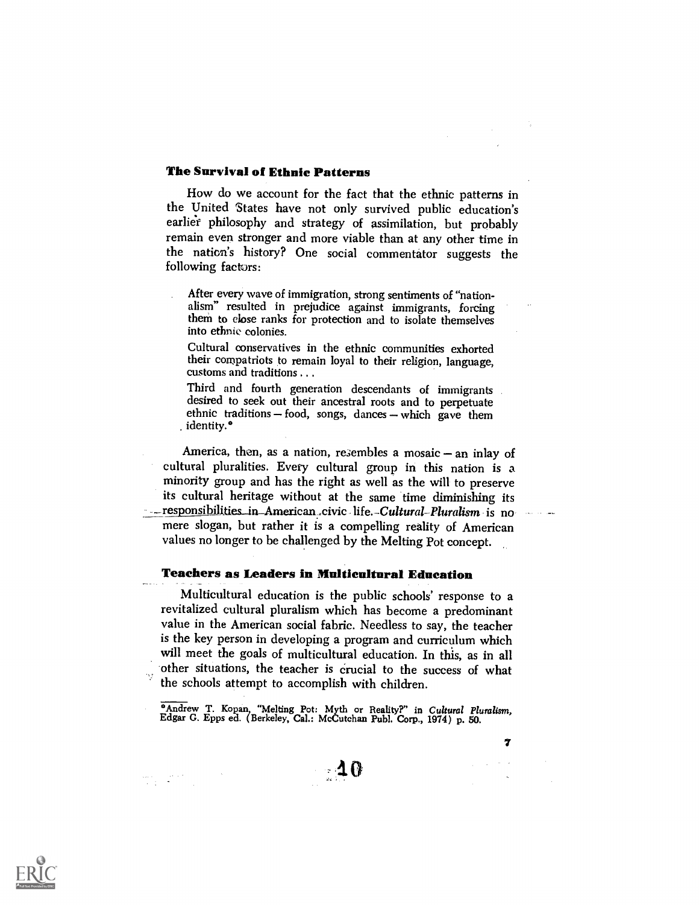## The Survival of Ethnic Patterns

How do we account for the fact that the ethnic patterns in the United States have not only survived public education's earlier philosophy and strategy of assimilation, but probably remain even stronger and more viable than at any other time in the nation's history? One social commentator suggests the following factors:

> After every wave of immigration, strong sentiments of "nationalism" resulted in prejudice against immigrants, forcing them to close ranks for protection and to isolate themselves into ethnic colonies.
>
> Cultural conservatives in the ethnic communities exhorted their compatriots to remain loyal to their religion, language, customs and traditions . . .
>
> Third and fourth generation descendants of immigrants desired to seek out their ancestral roots and to perpetuate ethnic traditions — food, songs, dances — which gave them identity.*

America, then, as a nation, resembles a mosaic — an inlay of cultural pluralities. Every cultural group in this nation is a minority group and has the right as well as the will to preserve its cultural heritage without at the same time diminishing its responsibilities in American civic life. *Cultural Pluralism* is no mere slogan, but rather it is a compelling reality of American values no longer to be challenged by the Melting Pot concept.

## Teachers as Leaders in Multicultural Education

Multicultural education is the public schools' response to a revitalized cultural pluralism which has become a predominant value in the American social fabric. Needless to say, the teacher is the key person in developing a program and curriculum which will meet the goals of multicultural education. In this, as in all other situations, the teacher is crucial to the success of what the schools attempt to accomplish with children.

---

*Andrew T. Kopan, "Melting Pot: Myth or Reality?" in *Cultural Pluralism*, Edgar G. Epps ed. (Berkeley, Cal.: McCutchan Publ. Corp., 1974) p. 50.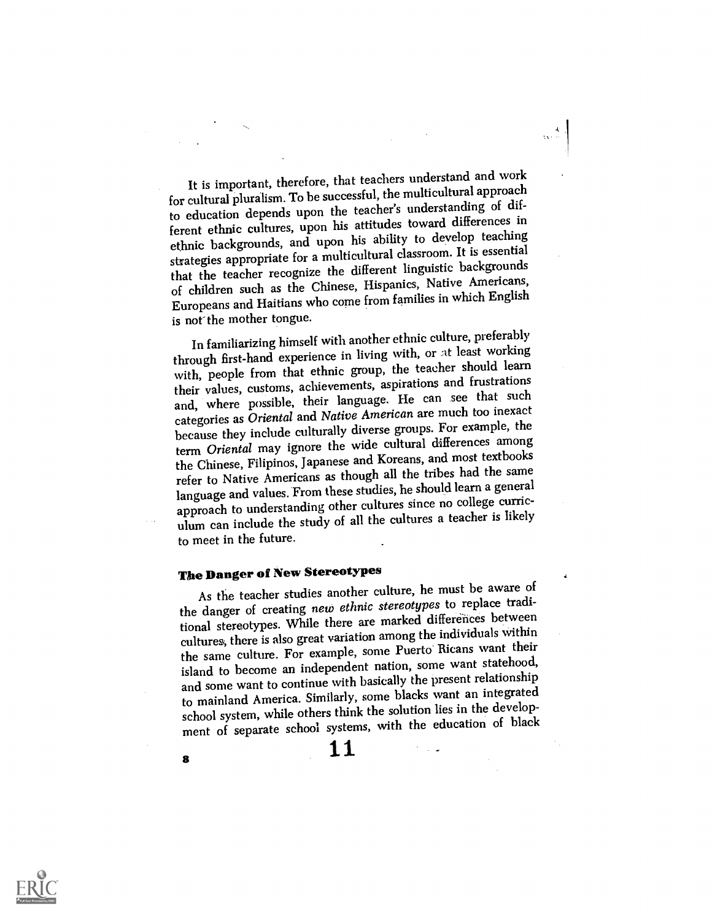It is important, therefore, that teachers understand and work for cultural pluralism. To be successful, the multicultural approach to education depends upon the teacher's understanding of different ethnic cultures, upon his attitudes toward differences in ethnic backgrounds, and upon his ability to develop teaching strategies appropriate for a multicultural classroom. It is essential that the teacher recognize the different linguistic backgrounds of children such as the Chinese, Hispanics, Native Americans, Europeans and Haitians who come from families in which English is not the mother tongue.

In familiarizing himself with another ethnic culture, preferably through first-hand experience in living with, or at least working with, people from that ethnic group, the teacher should learn their values, customs, achievements, aspirations and frustrations and, where possible, their language. He can see that such categories as *Oriental* and *Native American* are much too inexact because they include culturally diverse groups. For example, the term *Oriental* may ignore the wide cultural differences among the Chinese, Filipinos, Japanese and Koreans, and most textbooks refer to Native Americans as though all the tribes had the same language and values. From these studies, he should learn a general approach to understanding other cultures since no college curriculum can include the study of all the cultures a teacher is likely to meet in the future.

## The Danger of New Stereotypes

As the teacher studies another culture, he must be aware of the danger of creating *new ethnic stereotypes* to replace traditional stereotypes. While there are marked differences between cultures, there is also great variation among the individuals within the same culture. For example, some Puerto Ricans want their island to become an independent nation, some want statehood, and some want to continue with basically the present relationship to mainland America. Similarly, some blacks want an integrated school system, while others think the solution lies in the development of separate school systems, with the education of black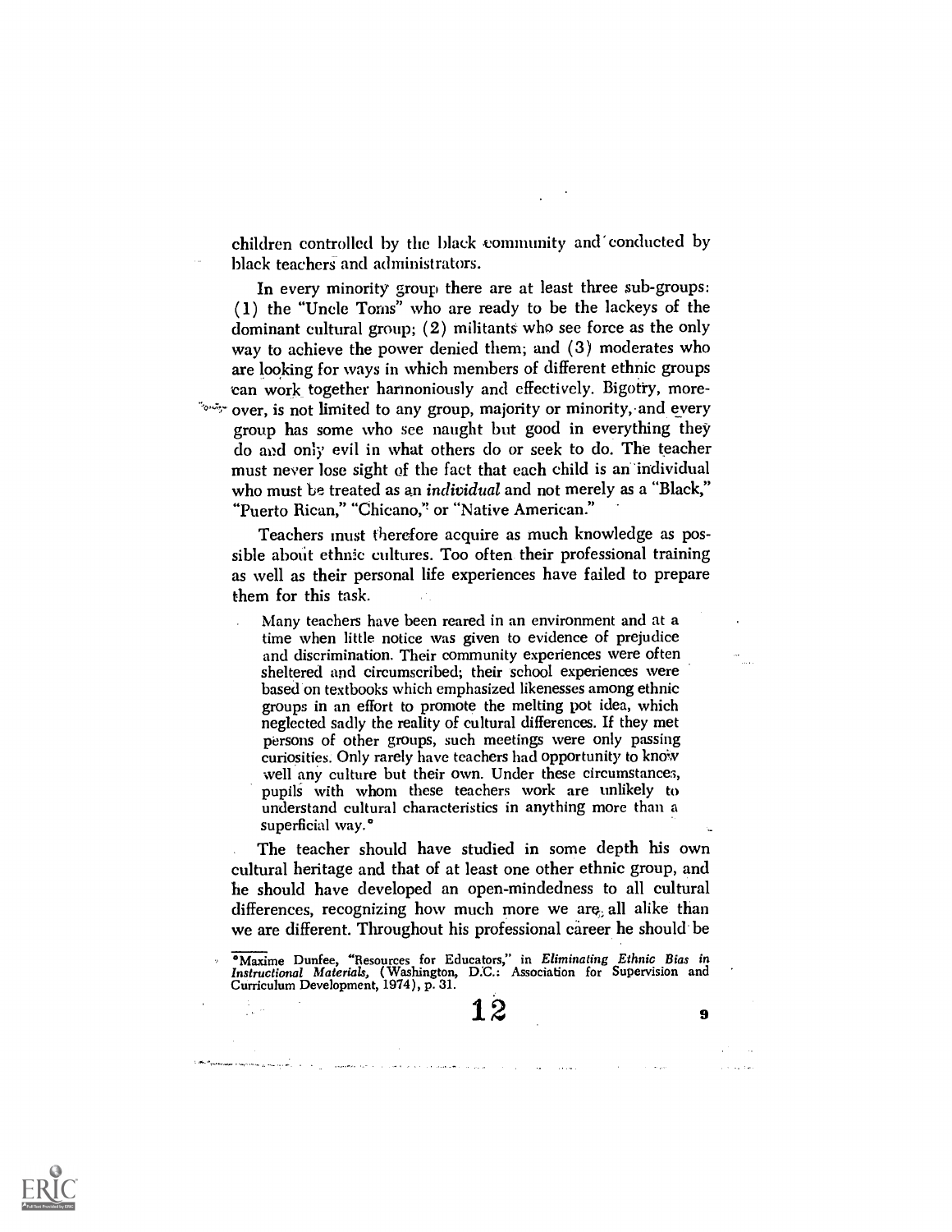children controlled by the black community and conducted by black teachers and administrators.

In every minority group there are at least three sub-groups: (1) the "Uncle Toms" who are ready to be the lackeys of the dominant cultural group; (2) militants who see force as the only way to achieve the power denied them; and (3) moderates who are looking for ways in which members of different ethnic groups can work together harmoniously and effectively. Bigotry, moreover, is not limited to any group, majority or minority, and every group has some who see naught but good in everything they do and only evil in what others do or seek to do. The teacher must never lose sight of the fact that each child is an individual who must be treated as an *individual* and not merely as a "Black," "Puerto Rican," "Chicano," or "Native American."

Teachers must therefore acquire as much knowledge as possible about ethnic cultures. Too often their professional training as well as their personal life experiences have failed to prepare them for this task.

> Many teachers have been reared in an environment and at a time when little notice was given to evidence of prejudice and discrimination. Their community experiences were often sheltered and circumscribed; their school experiences were based on textbooks which emphasized likenesses among ethnic groups in an effort to promote the melting pot idea, which neglected sadly the reality of cultural differences. If they met persons of other groups, such meetings were only passing curiosities. Only rarely have teachers had opportunity to know well any culture but their own. Under these circumstances, pupils with whom these teachers work are unlikely to understand cultural characteristics in anything more than a superficial way.*

The teacher should have studied in some depth his own cultural heritage and that of at least one other ethnic group, and he should have developed an open-mindedness to all cultural differences, recognizing how much more we are all alike than we are different. Throughout his professional career he should be

*Maxime Dunfee, "Resources for Educators," in *Eliminating Ethnic Bias in Instructional Materials*, (Washington, D.C.: Association for Supervision and Curriculum Development, 1974), p. 31.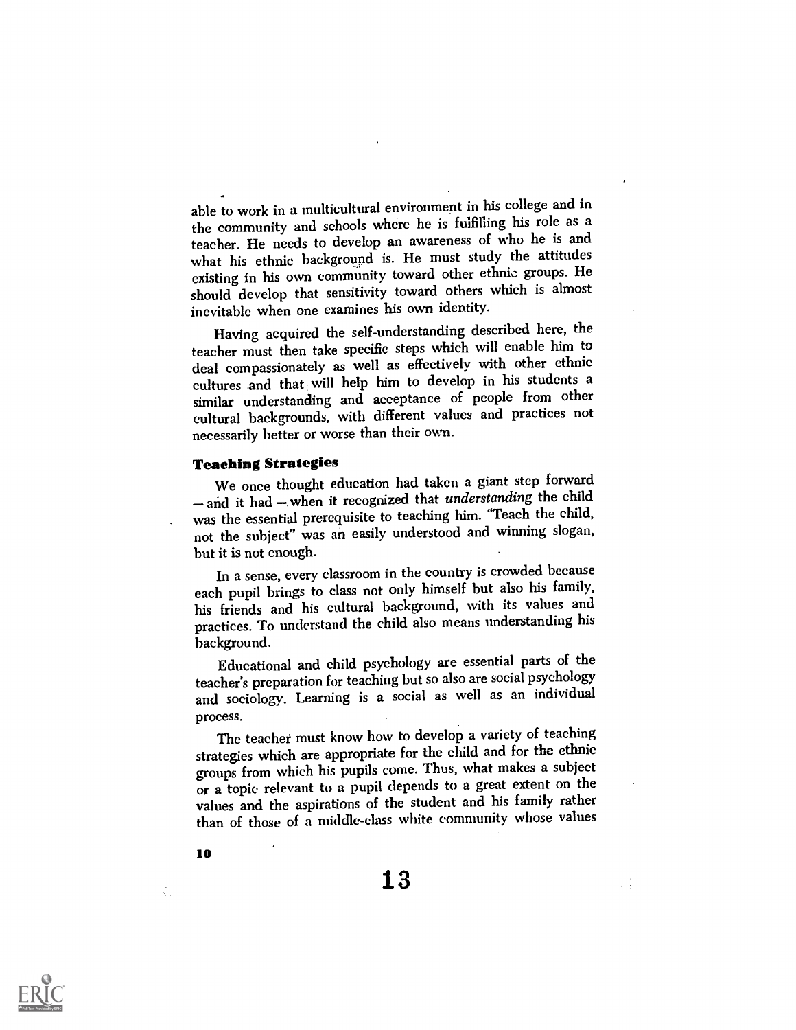able to work in a multicultural environment in his college and in the community and schools where he is fulfilling his role as a teacher. He needs to develop an awareness of who he is and what his ethnic background is. He must study the attitudes existing in his own community toward other ethnic groups. He should develop that sensitivity toward others which is almost inevitable when one examines his own identity.

Having acquired the self-understanding described here, the teacher must then take specific steps which will enable him to deal compassionately as well as effectively with other ethnic cultures and that will help him to develop in his students a similar understanding and acceptance of people from other cultural backgrounds, with different values and practices not necessarily better or worse than their own.

### Teaching Strategies

We once thought education had taken a giant step forward — and it had — when it recognized that *understanding* the child was the essential prerequisite to teaching him. "Teach the child, not the subject" was an easily understood and winning slogan, but it is not enough.

In a sense, every classroom in the country is crowded because each pupil brings to class not only himself but also his family, his friends and his cultural background, with its values and practices. To understand the child also means understanding his background.

Educational and child psychology are essential parts of the teacher's preparation for teaching but so also are social psychology and sociology. Learning is a social as well as an individual process.

The teacher must know how to develop a variety of teaching strategies which are appropriate for the child and for the ethnic groups from which his pupils come. Thus, what makes a subject or a topic relevant to a pupil depends to a great extent on the values and the aspirations of the student and his family rather than of those of a middle-class white community whose values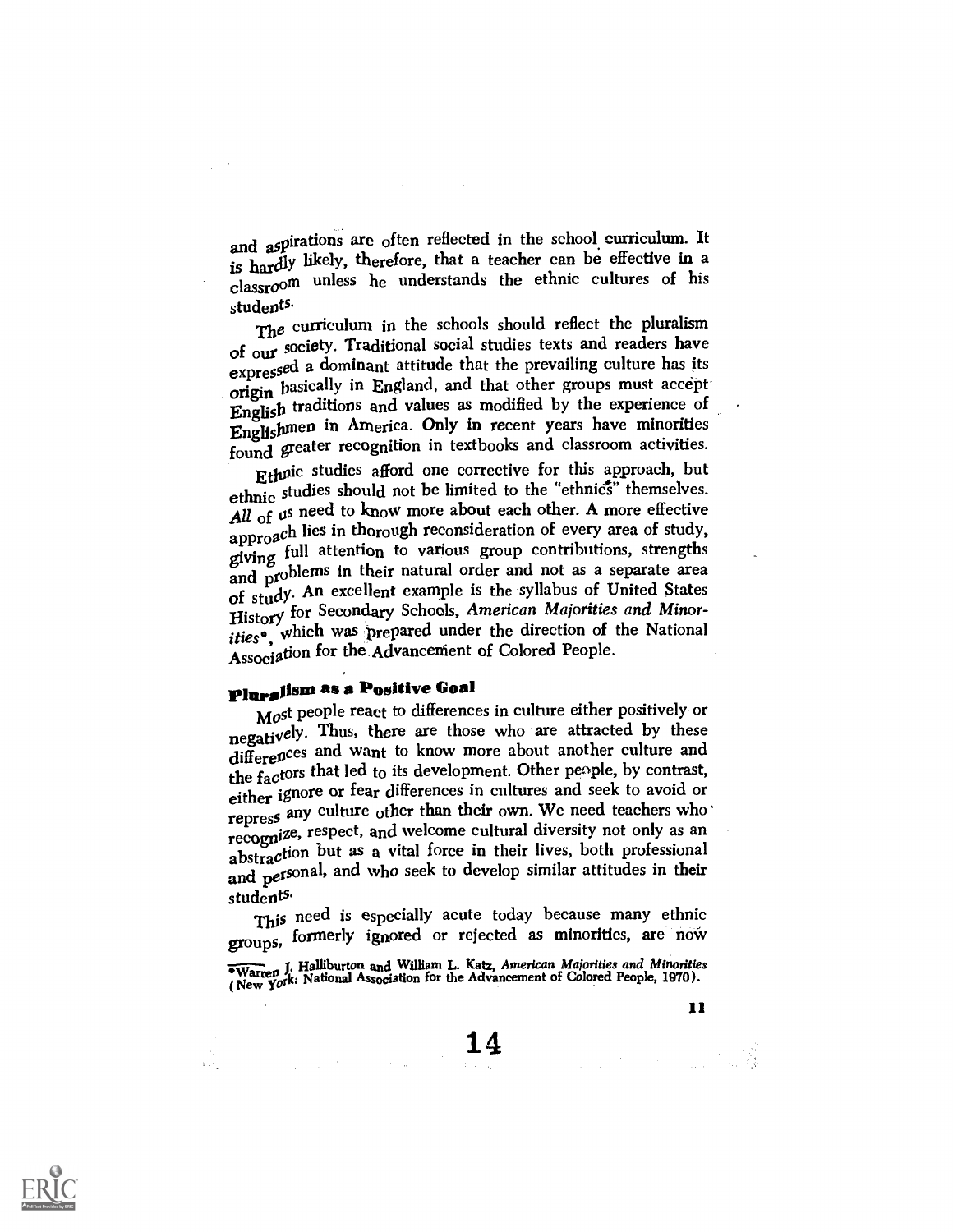and aspirations are often reflected in the school curriculum. It is hardly likely, therefore, that a teacher can be effective in a classroom unless he understands the ethnic cultures of his students.

The curriculum in the schools should reflect the pluralism of our society. Traditional social studies texts and readers have expressed a dominant attitude that the prevailing culture has its origin basically in England, and that other groups must accept English traditions and values as modified by the experience of Englishmen in America. Only in recent years have minorities found greater recognition in textbooks and classroom activities.

Ethnic studies afford one corrective for this approach, but ethnic studies should not be limited to the "ethnics" themselves. *All* of us need to know more about each other. A more effective approach lies in thorough reconsideration of every area of study, giving full attention to various group contributions, strengths and problems in their natural order and not as a separate area of study. An excellent example is the syllabus of United States History for Secondary Schools, *American Majorities and Minorities*\*, which was prepared under the direction of the National Association for the Advancement of Colored People.

## Pluralism as a Positive Goal

Most people react to differences in culture either positively or negatively. Thus, there are those who are attracted by these differences and want to know more about another culture and the factors that led to its development. Other people, by contrast, either ignore or fear differences in cultures and seek to avoid or repress any culture other than their own. We need teachers who recognize, respect, and welcome cultural diversity not only as an abstraction but as a vital force in their lives, both professional and personal, and who seek to develop similar attitudes in their students.

This need is especially acute today because many ethnic groups, formerly ignored or rejected as minorities, are now

\*Warren J. Halliburton and William L. Katz, *American Majorities and Minorities* (New York: National Association for the Advancement of Colored People, 1970).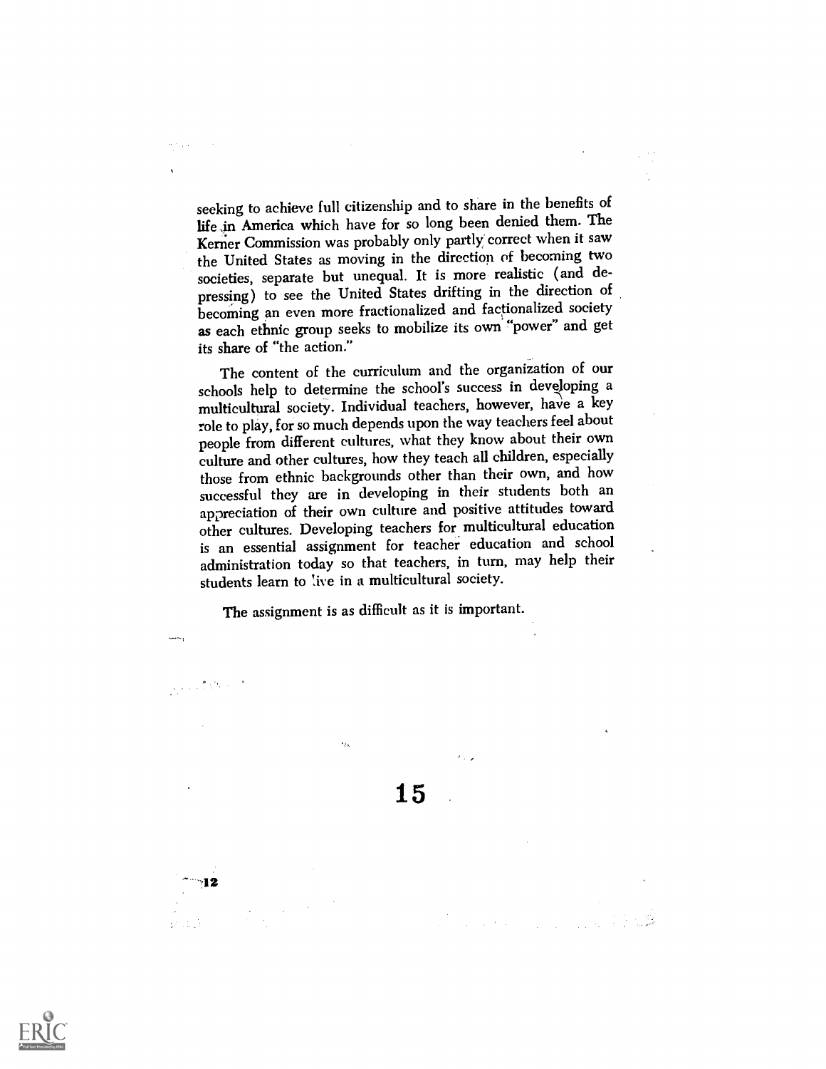seeking to achieve full citizenship and to share in the benefits of life in America which have for so long been denied them. The Kerner Commission was probably only partly correct when it saw the United States as moving in the direction of becoming two societies, separate but unequal. It is more realistic (and depressing) to see the United States drifting in the direction of becoming an even more fractionalized and factionalized society as each ethnic group seeks to mobilize its own "power" and get its share of "the action."

The content of the curriculum and the organization of our schools help to determine the school's success in developing a multicultural society. Individual teachers, however, have a key role to play, for so much depends upon the way teachers feel about people from different cultures, what they know about their own culture and other cultures, how they teach all children, especially those from ethnic backgrounds other than their own, and how successful they are in developing in their students both an appreciation of their own culture and positive attitudes toward other cultures. Developing teachers for multicultural education is an essential assignment for teacher education and school administration today so that teachers, in turn, may help their students learn to live in a multicultural society.

The assignment is as difficult as it is important.